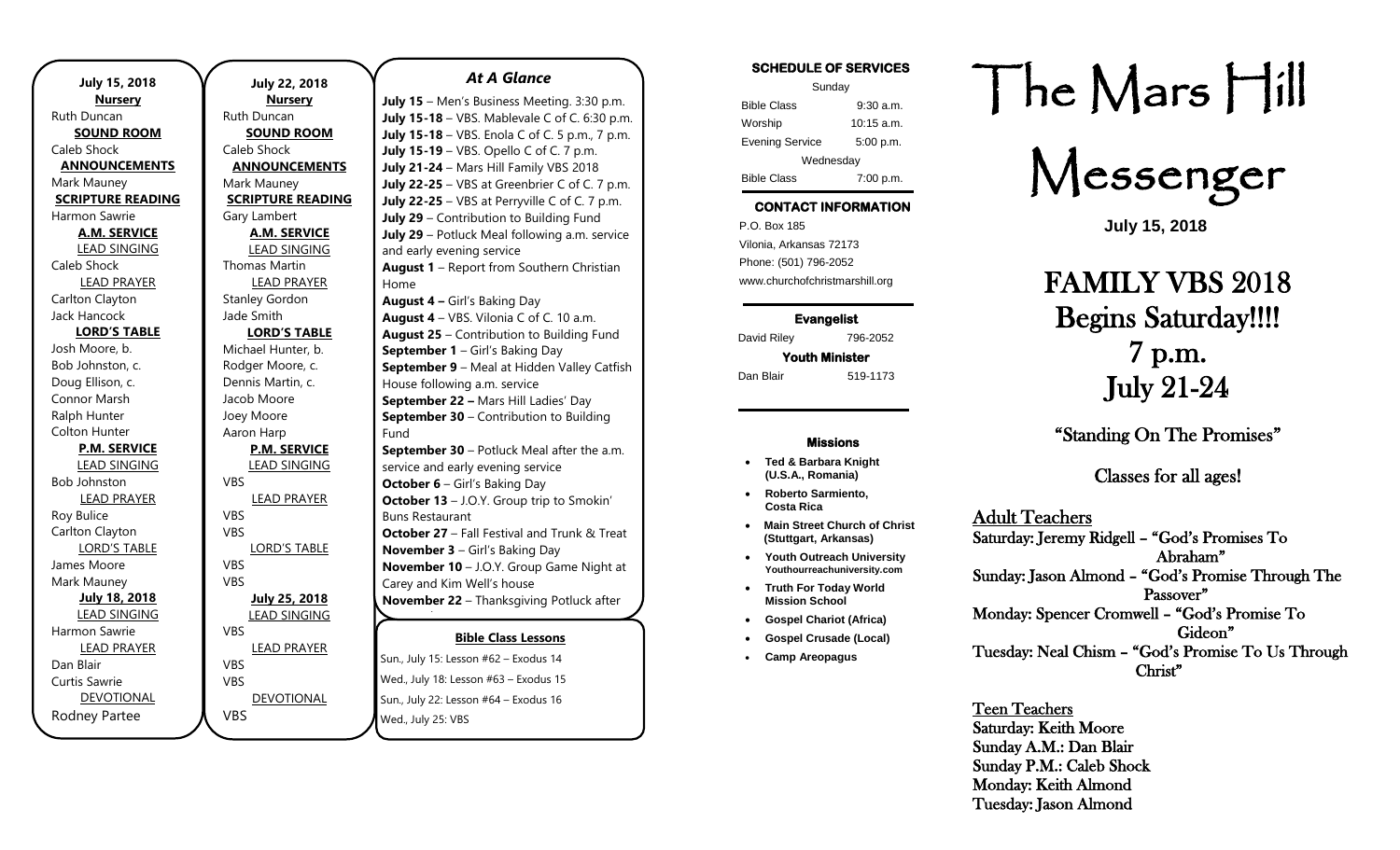**July 15, 2018**

**Nursery**
Ruth Duncan

**SOUND ROOM**
Caleb Shock

**ANNOUNCEMENTS**
Mark Mauney

**SCRIPTURE READING**
Harmon Sawrie

**A.M. SERVICE**

LEAD SINGING
Caleb Shock

LEAD PRAYER
Carlton Clayton
Jack Hancock

**LORD'S TABLE**
Josh Moore, b.
Bob Johnston, c.
Doug Ellison, c.
Connor Marsh
Ralph Hunter
Colton Hunter

**P.M. SERVICE**

LEAD SINGING
Bob Johnston

LEAD PRAYER
Roy Bulice
Carlton Clayton

LORD'S TABLE
James Moore
Mark Mauney

**July 18, 2018**

LEAD SINGING
Harmon Sawrie

LEAD PRAYER
Dan Blair
Curtis Sawrie

DEVOTIONAL
Rodney Partee

**July 22, 2018**

**Nursery**
Ruth Duncan

**SOUND ROOM**
Caleb Shock

**ANNOUNCEMENTS**
Mark Mauney

**SCRIPTURE READING**
Gary Lambert

**A.M. SERVICE**

LEAD SINGING
Thomas Martin

LEAD PRAYER
Stanley Gordon
Jade Smith

**LORD'S TABLE**
Michael Hunter, b.
Rodger Moore, c.
Dennis Martin, c.
Jacob Moore
Joey Moore
Aaron Harp

**P.M. SERVICE**

LEAD SINGING
VBS

LEAD PRAYER
VBS
VBS

LORD'S TABLE
VBS
VBS

**July 25, 2018**

LEAD SINGING
VBS

LEAD PRAYER
VBS
VBS

DEVOTIONAL
VBS

## *At A Glance*

**July 15** – Men's Business Meeting. 3:30 p.m.
**July 15-18** – VBS. Mablevale C of C. 6:30 p.m.
**July 15-18** – VBS. Enola C of C. 5 p.m., 7 p.m.
**July 15-19** – VBS. Opello C of C. 7 p.m.
**July 21-24** – Mars Hill Family VBS 2018
**July 22-25** – VBS at Greenbrier C of C. 7 p.m.
**July 22-25** – VBS at Perryville C of C. 7 p.m.
**July 29** – Contribution to Building Fund
**July 29** – Potluck Meal following a.m. service and early evening service
**August 1** – Report from Southern Christian Home
**August 4 –** Girl's Baking Day
**August 4** – VBS. Vilonia C of C. 10 a.m.
**August 25** – Contribution to Building Fund
**September 1** – Girl's Baking Day
**September 9** – Meal at Hidden Valley Catfish House following a.m. service
**September 22 –** Mars Hill Ladies' Day
**September 30** – Contribution to Building Fund
**September 30** – Potluck Meal after the a.m. service and early evening service
**October 6** – Girl's Baking Day
**October 13** – J.O.Y. Group trip to Smokin' Buns Restaurant
**October 27** – Fall Festival and Trunk & Treat
**November 3** – Girl's Baking Day
**November 10** – J.O.Y. Group Game Night at Carey and Kim Well's house
**November 22** – Thanksgiving Potluck after

**Bible Class Lessons**

Sun., July 15: Lesson #62 – Exodus 14
Wed., July 18: Lesson #63 – Exodus 15
Sun., July 22: Lesson #64 – Exodus 16
Wed., July 25: VBS

**SCHEDULE OF SERVICES**

| Sunday | |
|---|---|
| Bible Class | 9:30 a.m. |
| Worship | 10:15 a.m. |
| Evening Service | 5:00 p.m. |
| Wednesday | |
| Bible Class | 7:00 p.m. |

**CONTACT INFORMATION**

P.O. Box 185
Vilonia, Arkansas 72173
Phone: (501) 796-2052
www.churchofchristmarshill.org

**Evangelist**
David Riley 796-2052

**Youth Minister**
Dan Blair 519-1173

**Missions**

- **Ted & Barbara Knight (U.S.A., Romania)**
- **Roberto Sarmiento, Costa Rica**
- **Main Street Church of Christ (Stuttgart, Arkansas)**
- **Youth Outreach University Youthourreachuniversity.com**
- **Truth For Today World Mission School**
- **Gospel Chariot (Africa)**
- **Gospel Crusade (Local)**
- **Camp Areopagus**

# The Mars Hill Messenger

**July 15, 2018**

# FAMILY VBS 2018 Begins Saturday!!!! 7 p.m. July 21-24

## "Standing On The Promises"

### Classes for all ages!

**Adult Teachers**
Saturday: Jeremy Ridgell – "God's Promises To Abraham"
Sunday: Jason Almond – "God's Promise Through The Passover"
Monday: Spencer Cromwell – "God's Promise To Gideon"
Tuesday: Neal Chism – "God's Promise To Us Through Christ"

**Teen Teachers**
Saturday: Keith Moore
Sunday A.M.: Dan Blair
Sunday P.M.: Caleb Shock
Monday: Keith Almond
Tuesday: Jason Almond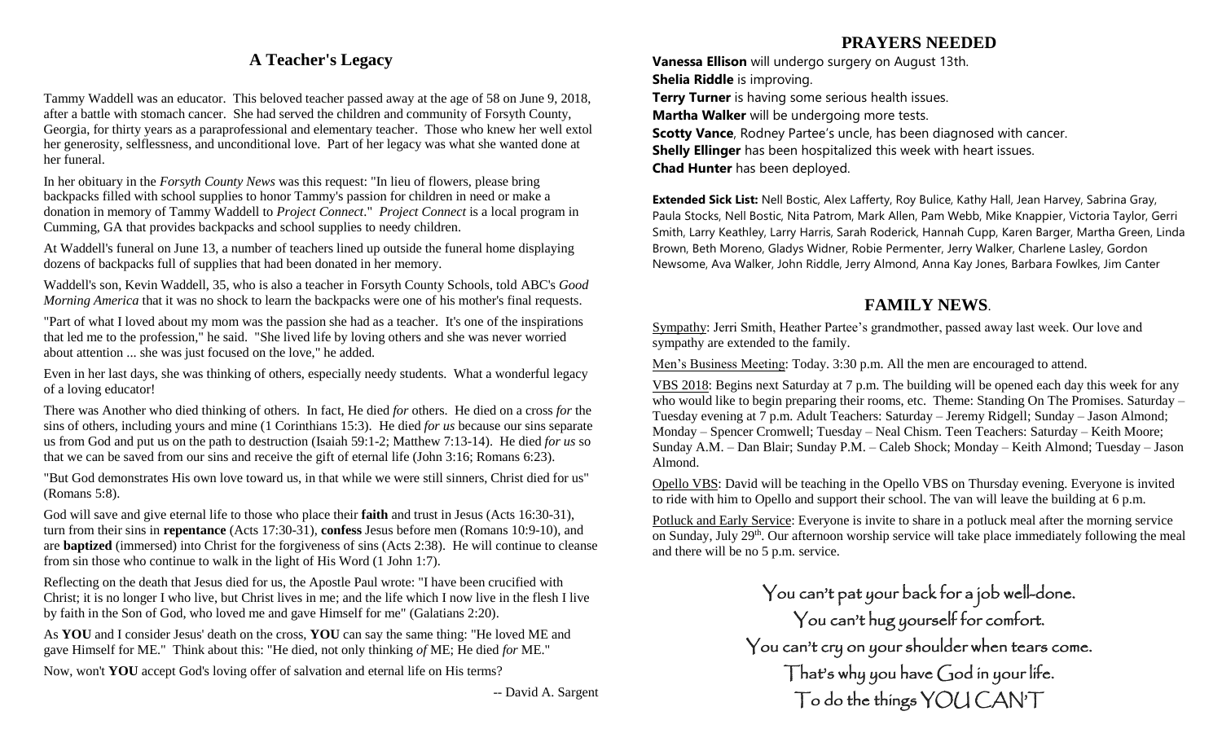## A Teacher's Legacy

Tammy Waddell was an educator. This beloved teacher passed away at the age of 58 on June 9, 2018, after a battle with stomach cancer. She had served the children and community of Forsyth County, Georgia, for thirty years as a paraprofessional and elementary teacher. Those who knew her well extol her generosity, selflessness, and unconditional love. Part of her legacy was what she wanted done at her funeral.

In her obituary in the *Forsyth County News* was this request: "In lieu of flowers, please bring backpacks filled with school supplies to honor Tammy's passion for children in need or make a donation in memory of Tammy Waddell to *Project Connect*." *Project Connect* is a local program in Cumming, GA that provides backpacks and school supplies to needy children.

At Waddell's funeral on June 13, a number of teachers lined up outside the funeral home displaying dozens of backpacks full of supplies that had been donated in her memory.

Waddell's son, Kevin Waddell, 35, who is also a teacher in Forsyth County Schools, told ABC's *Good Morning America* that it was no shock to learn the backpacks were one of his mother's final requests.

"Part of what I loved about my mom was the passion she had as a teacher. It's one of the inspirations that led me to the profession," he said. "She lived life by loving others and she was never worried about attention ... she was just focused on the love," he added.

Even in her last days, she was thinking of others, especially needy students. What a wonderful legacy of a loving educator!

There was Another who died thinking of others. In fact, He died *for* others. He died on a cross *for* the sins of others, including yours and mine (1 Corinthians 15:3). He died *for us* because our sins separate us from God and put us on the path to destruction (Isaiah 59:1-2; Matthew 7:13-14). He died *for us* so that we can be saved from our sins and receive the gift of eternal life (John 3:16; Romans 6:23).

"But God demonstrates His own love toward us, in that while we were still sinners, Christ died for us" (Romans 5:8).

God will save and give eternal life to those who place their **faith** and trust in Jesus (Acts 16:30-31), turn from their sins in **repentance** (Acts 17:30-31), **confess** Jesus before men (Romans 10:9-10), and are **baptized** (immersed) into Christ for the forgiveness of sins (Acts 2:38). He will continue to cleanse from sin those who continue to walk in the light of His Word (1 John 1:7).

Reflecting on the death that Jesus died for us, the Apostle Paul wrote: "I have been crucified with Christ; it is no longer I who live, but Christ lives in me; and the life which I now live in the flesh I live by faith in the Son of God, who loved me and gave Himself for me" (Galatians 2:20).

As **YOU** and I consider Jesus' death on the cross, **YOU** can say the same thing: "He loved ME and gave Himself for ME." Think about this: "He died, not only thinking *of* ME; He died *for* ME."

Now, won't **YOU** accept God's loving offer of salvation and eternal life on His terms?

-- David A. Sargent

## PRAYERS NEEDED

**Vanessa Ellison** will undergo surgery on August 13th.
**Shelia Riddle** is improving.
**Terry Turner** is having some serious health issues.
**Martha Walker** will be undergoing more tests.
**Scotty Vance**, Rodney Partee's uncle, has been diagnosed with cancer.
**Shelly Ellinger** has been hospitalized this week with heart issues.
**Chad Hunter** has been deployed.

**Extended Sick List:** Nell Bostic, Alex Lafferty, Roy Bulice, Kathy Hall, Jean Harvey, Sabrina Gray, Paula Stocks, Nell Bostic, Nita Patrom, Mark Allen, Pam Webb, Mike Knappier, Victoria Taylor, Gerri Smith, Larry Keathley, Larry Harris, Sarah Roderick, Hannah Cupp, Karen Barger, Martha Green, Linda Brown, Beth Moreno, Gladys Widner, Robie Permenter, Jerry Walker, Charlene Lasley, Gordon Newsome, Ava Walker, John Riddle, Jerry Almond, Anna Kay Jones, Barbara Fowlkes, Jim Canter

## FAMILY NEWS.

Sympathy: Jerri Smith, Heather Partee's grandmother, passed away last week. Our love and sympathy are extended to the family.

Men's Business Meeting: Today. 3:30 p.m. All the men are encouraged to attend.

VBS 2018: Begins next Saturday at 7 p.m. The building will be opened each day this week for any who would like to begin preparing their rooms, etc. Theme: Standing On The Promises. Saturday – Tuesday evening at 7 p.m. Adult Teachers: Saturday – Jeremy Ridgell; Sunday – Jason Almond; Monday – Spencer Cromwell; Tuesday – Neal Chism. Teen Teachers: Saturday – Keith Moore; Sunday A.M. – Dan Blair; Sunday P.M. – Caleb Shock; Monday – Keith Almond; Tuesday – Jason Almond.

Opello VBS: David will be teaching in the Opello VBS on Thursday evening. Everyone is invited to ride with him to Opello and support their school. The van will leave the building at 6 p.m.

Potluck and Early Service: Everyone is invite to share in a potluck meal after the morning service on Sunday, July 29th. Our afternoon worship service will take place immediately following the meal and there will be no 5 p.m. service.

You can't pat your back for a job well-done.
You can't hug yourself for comfort.
You can't cry on your shoulder when tears come.
That's why you have God in your life.
To do the things YOU CAN'T